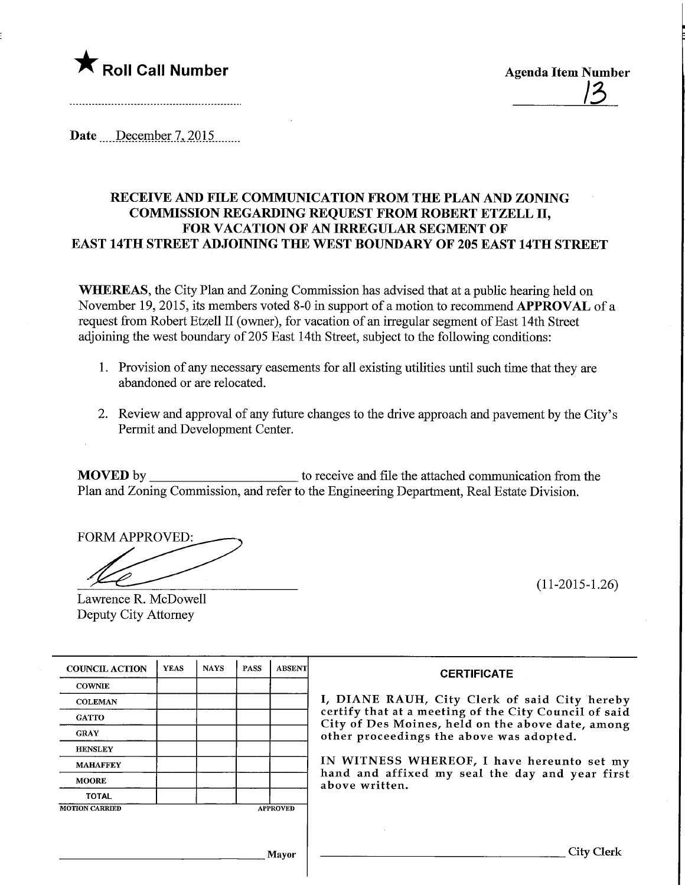★ **Roll Call Number**

**Agenda Item Number**

13

Date December 7, 2015

## RECEIVE AND FILE COMMUNICATION FROM THE PLAN AND ZONING COMMISSION REGARDING REQUEST FROM ROBERT ETZELL II, FOR VACATION OF AN IRREGULAR SEGMENT OF EAST 14TH STREET ADJOINING THE WEST BOUNDARY OF 205 EAST 14TH STREET

**WHEREAS**, the City Plan and Zoning Commission has advised that at a public hearing held on November 19, 2015, its members voted 8-0 in support of a motion to recommend **APPROVAL** of a request from Robert Etzell II (owner), for vacation of an irregular segment of East 14th Street adjoining the west boundary of 205 East 14th Street, subject to the following conditions:

1. Provision of any necessary easements for all existing utilities until such time that they are abandoned or are relocated.
2. Review and approval of any future changes to the drive approach and pavement by the City's Permit and Development Center.

**MOVED** by ____________________ to receive and file the attached communication from the Plan and Zoning Commission, and refer to the Engineering Department, Real Estate Division.

FORM APPROVED:

Lawrence R. McDowell
Deputy City Attorney

(11-2015-1.26)

| COUNCIL ACTION | YEAS | NAYS | PASS | ABSENT |
|---|---|---|---|---|
| COWNIE | | | | |
| COLEMAN | | | | |
| GATTO | | | | |
| GRAY | | | | |
| HENSLEY | | | | |
| MAHAFFEY | | | | |
| MOORE | | | | |
| TOTAL | | | | |

MOTION CARRIED APPROVED

________________________ Mayor

**CERTIFICATE**

I, DIANE RAUH, City Clerk of said City hereby certify that at a meeting of the City Council of said City of Des Moines, held on the above date, among other proceedings the above was adopted.

IN WITNESS WHEREOF, I have hereunto set my hand and affixed my seal the day and year first above written.

________________________ City Clerk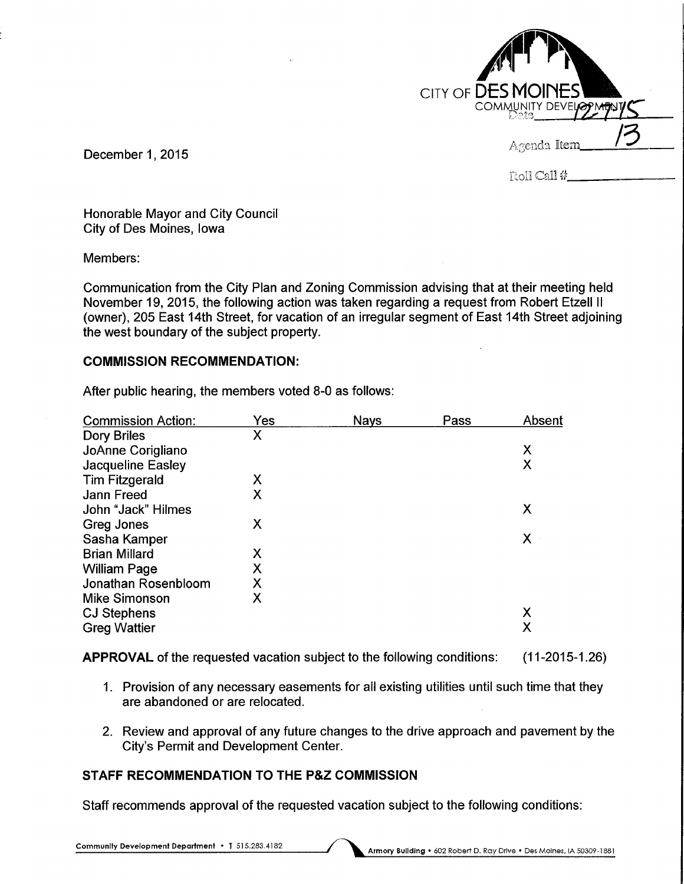CITY OF DES MOINES
COMMUNITY DEVELOPMENT

Date 12-7-15

Agenda Item 13

Roll Call #

December 1, 2015

Honorable Mayor and City Council
City of Des Moines, Iowa

Members:

Communication from the City Plan and Zoning Commission advising that at their meeting held November 19, 2015, the following action was taken regarding a request from Robert Etzell II (owner), 205 East 14th Street, for vacation of an irregular segment of East 14th Street adjoining the west boundary of the subject property.

## COMMISSION RECOMMENDATION:

After public hearing, the members voted 8-0 as follows:

| Commission Action: | Yes | Nays | Pass | Absent |
|---|---|---|---|---|
| Dory Briles | X | | | |
| JoAnne Corigliano | | | | X |
| Jacqueline Easley | | | | X |
| Tim Fitzgerald | X | | | |
| Jann Freed | X | | | |
| John "Jack" Hilmes | | | | X |
| Greg Jones | X | | | |
| Sasha Kamper | | | | X |
| Brian Millard | X | | | |
| William Page | X | | | |
| Jonathan Rosenbloom | X | | | |
| Mike Simonson | X | | | |
| CJ Stephens | | | | X |
| Greg Wattier | | | | X |

**APPROVAL** of the requested vacation subject to the following conditions: (11-2015-1.26)

1. Provision of any necessary easements for all existing utilities until such time that they are abandoned or are relocated.

2. Review and approval of any future changes to the drive approach and pavement by the City's Permit and Development Center.

## STAFF RECOMMENDATION TO THE P&Z COMMISSION

Staff recommends approval of the requested vacation subject to the following conditions:

Community Development Department • T 515.283.4182 Armory Building • 602 Robert D. Ray Drive • Des Moines, IA 50309-1881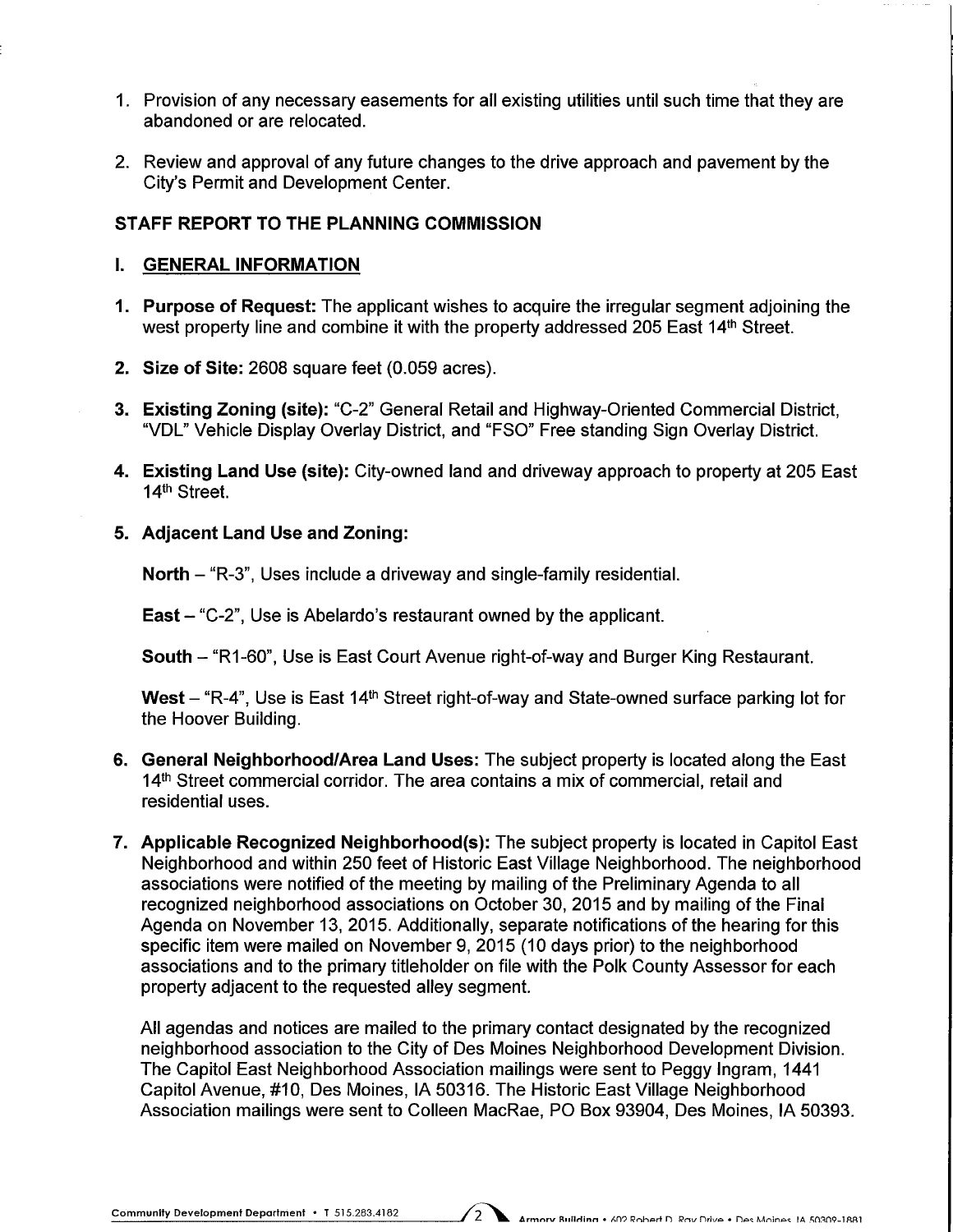1. Provision of any necessary easements for all existing utilities until such time that they are abandoned or are relocated.

2. Review and approval of any future changes to the drive approach and pavement by the City's Permit and Development Center.

## STAFF REPORT TO THE PLANNING COMMISSION

### I. GENERAL INFORMATION

1. **Purpose of Request:** The applicant wishes to acquire the irregular segment adjoining the west property line and combine it with the property addressed 205 East 14th Street.

2. **Size of Site:** 2608 square feet (0.059 acres).

3. **Existing Zoning (site):** "C-2" General Retail and Highway-Oriented Commercial District, "VDL" Vehicle Display Overlay District, and "FSO" Free standing Sign Overlay District.

4. **Existing Land Use (site):** City-owned land and driveway approach to property at 205 East 14th Street.

5. **Adjacent Land Use and Zoning:**

   **North** – "R-3", Uses include a driveway and single-family residential.

   **East** – "C-2", Use is Abelardo's restaurant owned by the applicant.

   **South** – "R1-60", Use is East Court Avenue right-of-way and Burger King Restaurant.

   **West** – "R-4", Use is East 14th Street right-of-way and State-owned surface parking lot for the Hoover Building.

6. **General Neighborhood/Area Land Uses:** The subject property is located along the East 14th Street commercial corridor. The area contains a mix of commercial, retail and residential uses.

7. **Applicable Recognized Neighborhood(s):** The subject property is located in Capitol East Neighborhood and within 250 feet of Historic East Village Neighborhood. The neighborhood associations were notified of the meeting by mailing of the Preliminary Agenda to all recognized neighborhood associations on October 30, 2015 and by mailing of the Final Agenda on November 13, 2015. Additionally, separate notifications of the hearing for this specific item were mailed on November 9, 2015 (10 days prior) to the neighborhood associations and to the primary titleholder on file with the Polk County Assessor for each property adjacent to the requested alley segment.

   All agendas and notices are mailed to the primary contact designated by the recognized neighborhood association to the City of Des Moines Neighborhood Development Division. The Capitol East Neighborhood Association mailings were sent to Peggy Ingram, 1441 Capitol Avenue, #10, Des Moines, IA 50316. The Historic East Village Neighborhood Association mailings were sent to Colleen MacRae, PO Box 93904, Des Moines, IA 50393.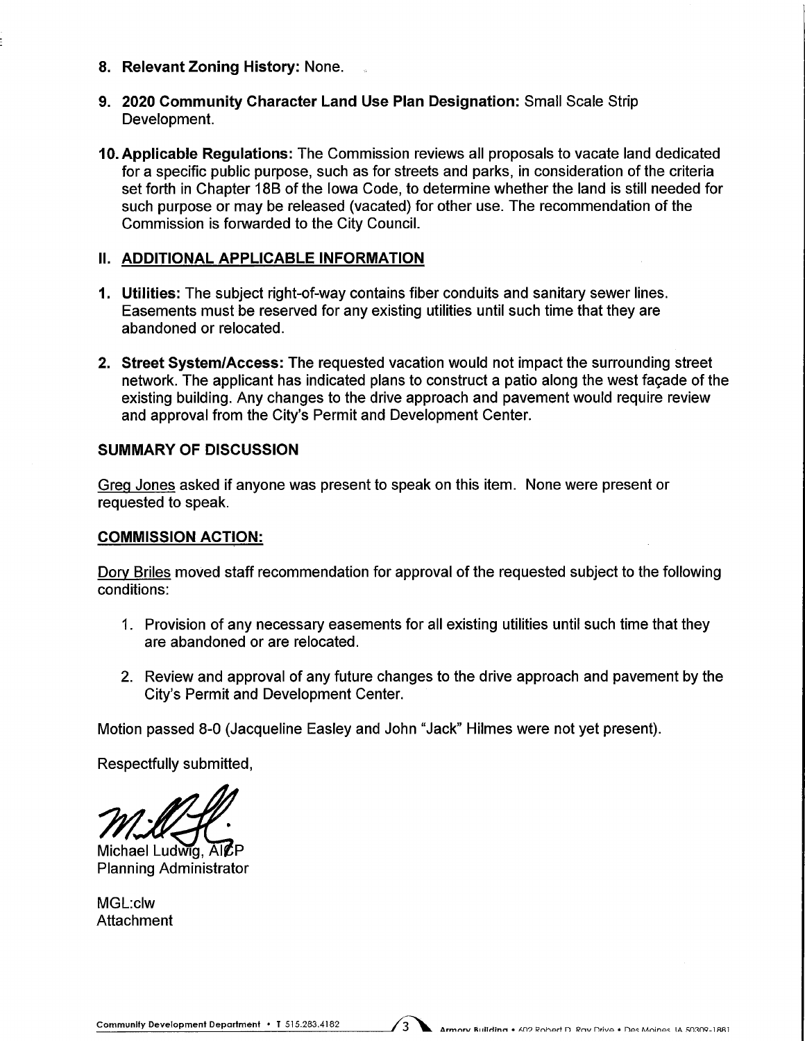8. **Relevant Zoning History:** None.

9. **2020 Community Character Land Use Plan Designation:** Small Scale Strip Development.

10. **Applicable Regulations:** The Commission reviews all proposals to vacate land dedicated for a specific public purpose, such as for streets and parks, in consideration of the criteria set forth in Chapter 18B of the Iowa Code, to determine whether the land is still needed for such purpose or may be released (vacated) for other use. The recommendation of the Commission is forwarded to the City Council.

## II. ADDITIONAL APPLICABLE INFORMATION

1. **Utilities:** The subject right-of-way contains fiber conduits and sanitary sewer lines. Easements must be reserved for any existing utilities until such time that they are abandoned or relocated.

2. **Street System/Access:** The requested vacation would not impact the surrounding street network. The applicant has indicated plans to construct a patio along the west façade of the existing building. Any changes to the drive approach and pavement would require review and approval from the City's Permit and Development Center.

## SUMMARY OF DISCUSSION

Greg Jones asked if anyone was present to speak on this item. None were present or requested to speak.

## COMMISSION ACTION:

Dory Briles moved staff recommendation for approval of the requested subject to the following conditions:

1. Provision of any necessary easements for all existing utilities until such time that they are abandoned or are relocated.

2. Review and approval of any future changes to the drive approach and pavement by the City's Permit and Development Center.

Motion passed 8-0 (Jacqueline Easley and John "Jack" Hilmes were not yet present).

Respectfully submitted,

Michael Ludwig, AICP
Planning Administrator

MGL:clw
Attachment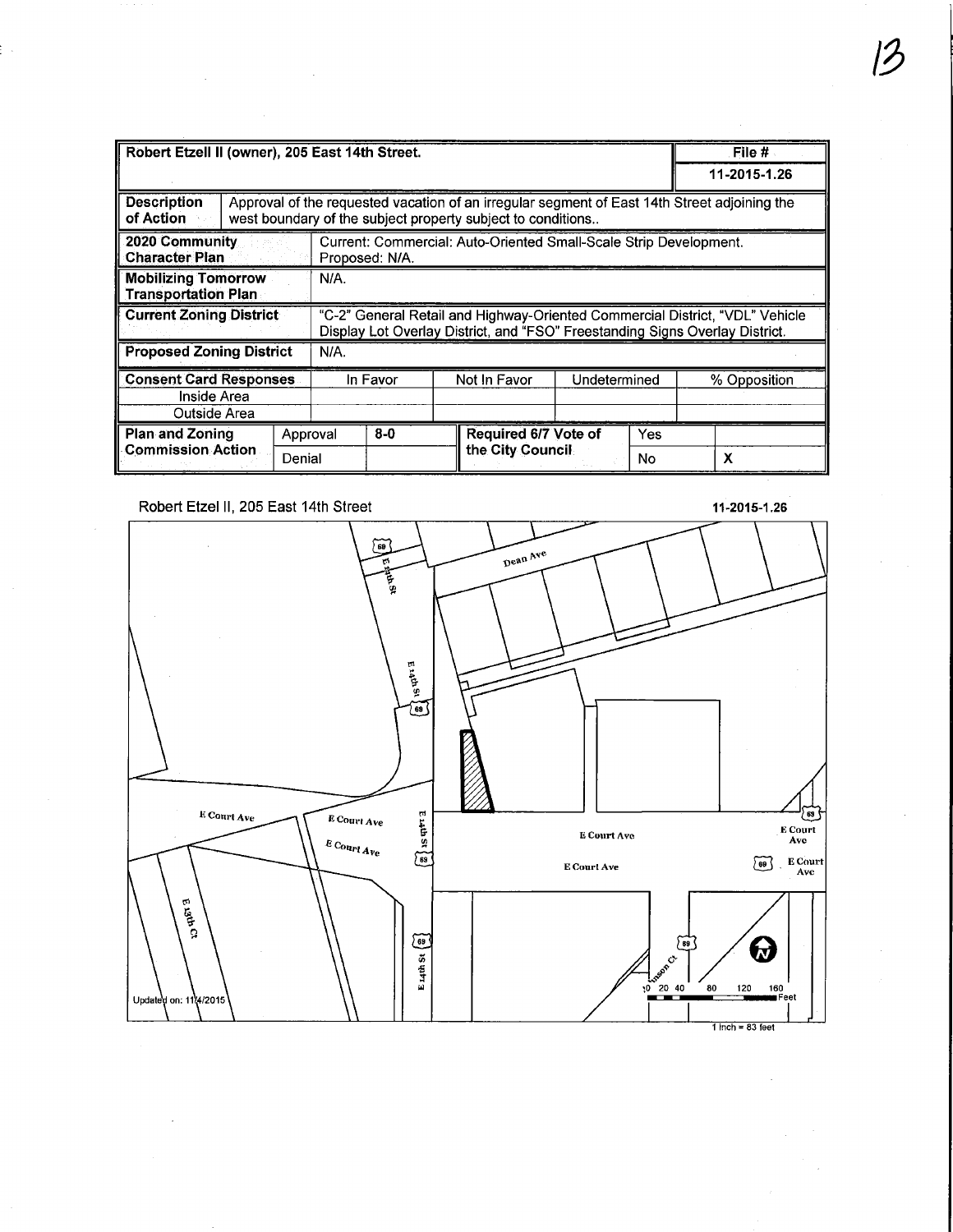| Robert Etzell II (owner), 205 East 14th Street. | | | | | | | File # |
|---|---|---|---|---|---|---|---|
| | | | | | | | 11-2015-1.26 |
| Description of Action | Approval of the requested vacation of an irregular segment of East 14th Street adjoining the west boundary of the subject property subject to conditions.. | | | | | | |
| 2020 Community Character Plan | Current: Commercial: Auto-Oriented Small-Scale Strip Development. Proposed: N/A. | | | | | | |
| Mobilizing Tomorrow Transportation Plan | N/A. | | | | | | |
| Current Zoning District | "C-2" General Retail and Highway-Oriented Commercial District, "VDL" Vehicle Display Lot Overlay District, and "FSO" Freestanding Signs Overlay District. | | | | | | |
| Proposed Zoning District | N/A. | | | | | | |
| Consent Card Responses | | In Favor | | Not In Favor | Undetermined | | % Opposition |
| Inside Area | | | | | | | |
| Outside Area | | | | | | | |
| Plan and Zoning Commission Action | Approval | 8-0 | | Required 6/7 Vote of the City Council | Yes | | |
| | Denial | | | | No | | X |

Robert Etzel II, 205 East 14th Street

11-2015-1.26

Dean Ave

E 14th St

E Court Ave

E 13th Ct

Johnson Ct

Updated on: 11/4/2015

0 20 40 80 120 160 Feet

1 inch = 83 feet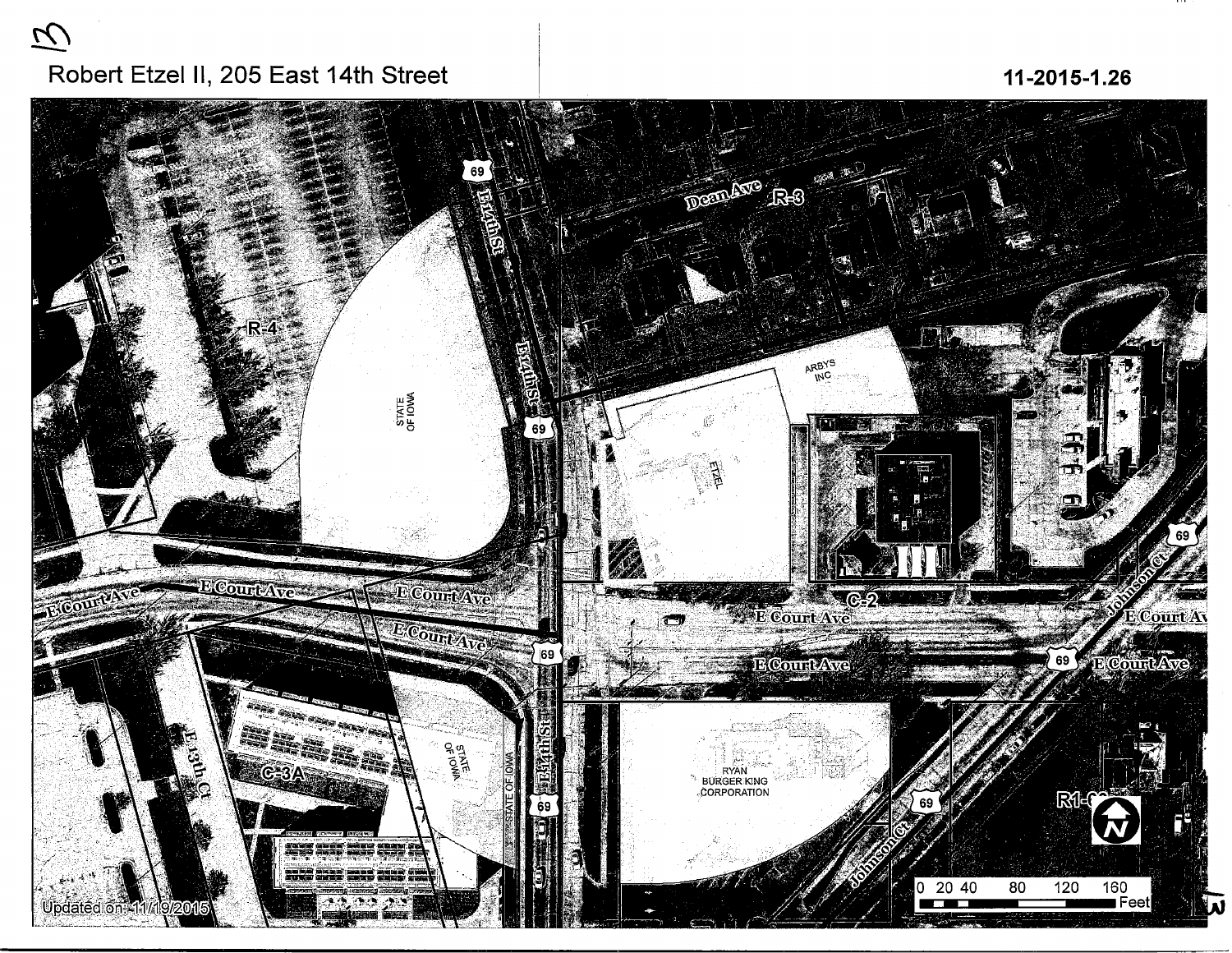13

Robert Etzel II, 205 East 14th Street

11-2015-1.26

R-4

STATE OF IOWA

E 14th St

69

Dean Ave

R-3

ARBYS INC

ETZEL

E Court Ave

E Court Ave

E Court Ave

E Court Ave

C-2

E Court Ave

E Court Ave

Johnson Ct

E Court Ave

E Court Ave

E 13th Ct

C-3A

STATE OF IOWA

STATE OF IOWA

RYAN BURGER KING CORPORATION

Johnson Ct

R1-60

Updated on: 11/19/2015

0 20 40 80 120 160 Feet